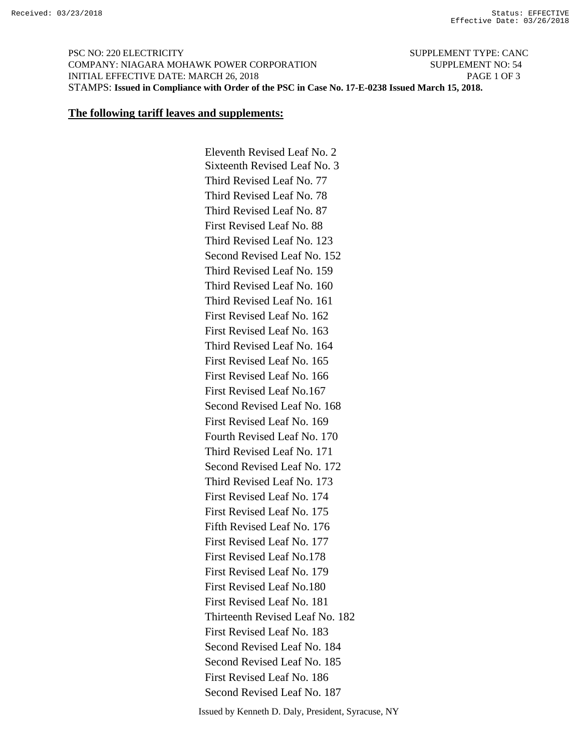Received: 03/23/2018 Status: EFFECTIVE Effective Date: 03/26/2018

PSC NO: 220 ELECTRICITY SUPPLEMENT TYPE: CANC
COMPANY: NIAGARA MOHAWK POWER CORPORATION SUPPLEMENT NO: 54
INITIAL EFFECTIVE DATE: MARCH 26, 2018
STAMPS: **Issued in Compliance with Order of the PSC in Case No. 17-E-0238 Issued March 15, 2018.**

**The following tariff leaves and supplements:**

Eleventh Revised Leaf No. 2
Sixteenth Revised Leaf No. 3
Third Revised Leaf No. 77
Third Revised Leaf No. 78
Third Revised Leaf No. 87
First Revised Leaf No. 88
Third Revised Leaf No. 123
Second Revised Leaf No. 152
Third Revised Leaf No. 159
Third Revised Leaf No. 160
Third Revised Leaf No. 161
First Revised Leaf No. 162
First Revised Leaf No. 163
Third Revised Leaf No. 164
First Revised Leaf No. 165
First Revised Leaf No. 166
First Revised Leaf No.167
Second Revised Leaf No. 168
First Revised Leaf No. 169
Fourth Revised Leaf No. 170
Third Revised Leaf No. 171
Second Revised Leaf No. 172
Third Revised Leaf No. 173
First Revised Leaf No. 174
First Revised Leaf No. 175
Fifth Revised Leaf No. 176
First Revised Leaf No. 177
First Revised Leaf No.178
First Revised Leaf No. 179
First Revised Leaf No.180
First Revised Leaf No. 181
Thirteenth Revised Leaf No. 182
First Revised Leaf No. 183
Second Revised Leaf No. 184
Second Revised Leaf No. 185
First Revised Leaf No. 186
Second Revised Leaf No. 187

Issued by Kenneth D. Daly, President, Syracuse, NY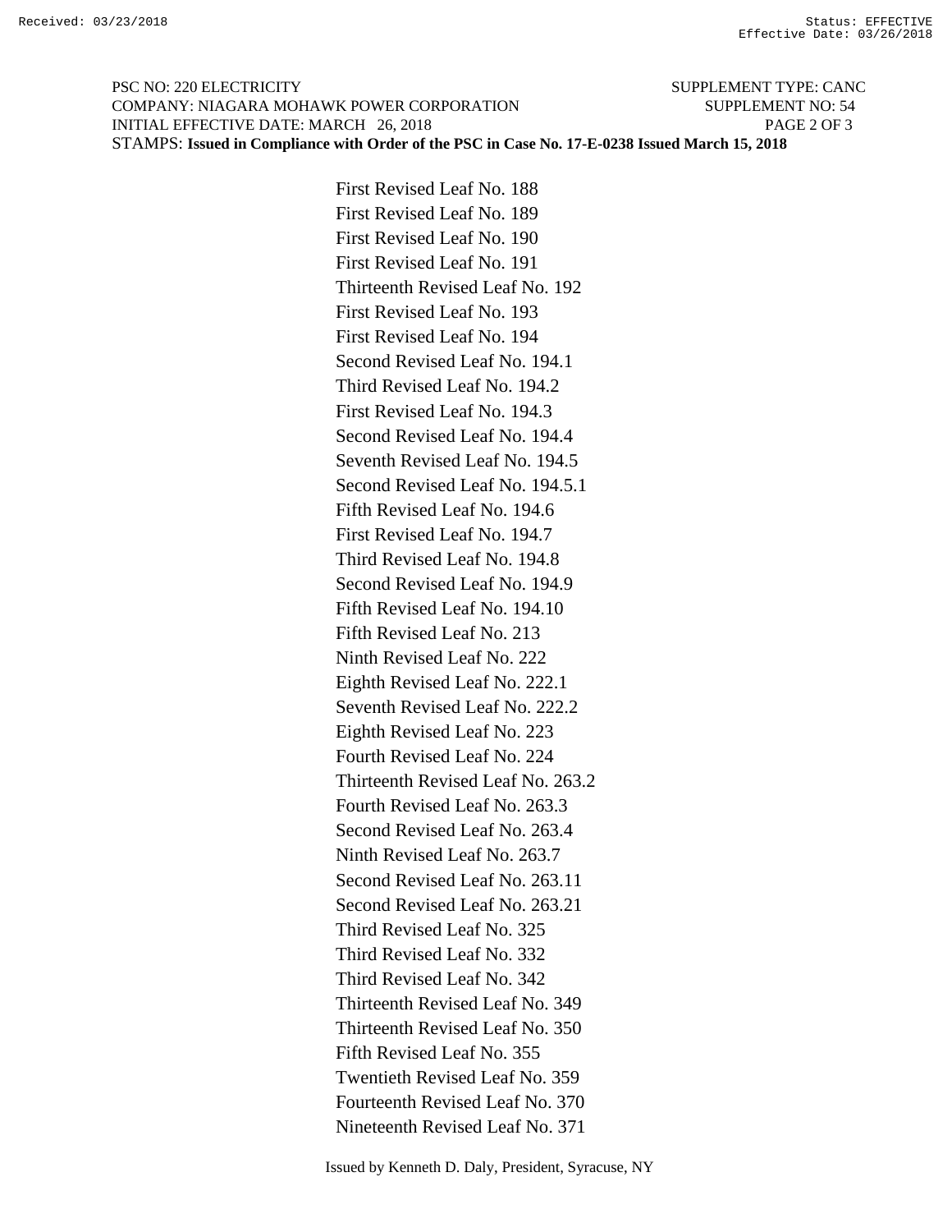First Revised Leaf No. 188
First Revised Leaf No. 189
First Revised Leaf No. 190
First Revised Leaf No. 191
Thirteenth Revised Leaf No. 192
First Revised Leaf No. 193
First Revised Leaf No. 194
Second Revised Leaf No. 194.1
Third Revised Leaf No. 194.2
First Revised Leaf No. 194.3
Second Revised Leaf No. 194.4
Seventh Revised Leaf No. 194.5
Second Revised Leaf No. 194.5.1
Fifth Revised Leaf No. 194.6
First Revised Leaf No. 194.7
Third Revised Leaf No. 194.8
Second Revised Leaf No. 194.9
Fifth Revised Leaf No. 194.10
Fifth Revised Leaf No. 213
Ninth Revised Leaf No. 222
Eighth Revised Leaf No. 222.1
Seventh Revised Leaf No. 222.2
Eighth Revised Leaf No. 223
Fourth Revised Leaf No. 224
Thirteenth Revised Leaf No. 263.2
Fourth Revised Leaf No. 263.3
Second Revised Leaf No. 263.4
Ninth Revised Leaf No. 263.7
Second Revised Leaf No. 263.11
Second Revised Leaf No. 263.21
Third Revised Leaf No. 325
Third Revised Leaf No. 332
Third Revised Leaf No. 342
Thirteenth Revised Leaf No. 349
Thirteenth Revised Leaf No. 350
Fifth Revised Leaf No. 355
Twentieth Revised Leaf No. 359
Fourteenth Revised Leaf No. 370
Nineteenth Revised Leaf No. 371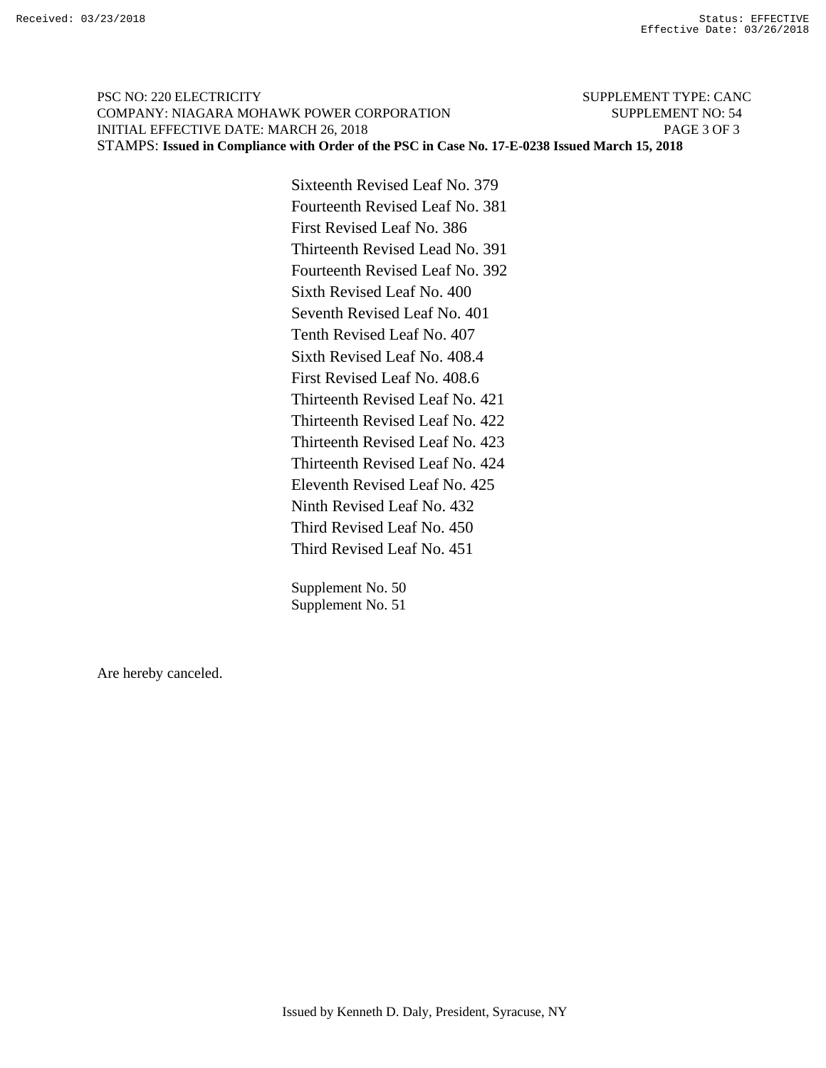Sixteenth Revised Leaf No. 379
Fourteenth Revised Leaf No. 381
First Revised Leaf No. 386
Thirteenth Revised Lead No. 391
Fourteenth Revised Leaf No. 392
Sixth Revised Leaf No. 400
Seventh Revised Leaf No. 401
Tenth Revised Leaf No. 407
Sixth Revised Leaf No. 408.4
First Revised Leaf No. 408.6
Thirteenth Revised Leaf No. 421
Thirteenth Revised Leaf No. 422
Thirteenth Revised Leaf No. 423
Thirteenth Revised Leaf No. 424
Eleventh Revised Leaf No. 425
Ninth Revised Leaf No. 432
Third Revised Leaf No. 450
Third Revised Leaf No. 451

Supplement No. 50
Supplement No. 51

Are hereby canceled.